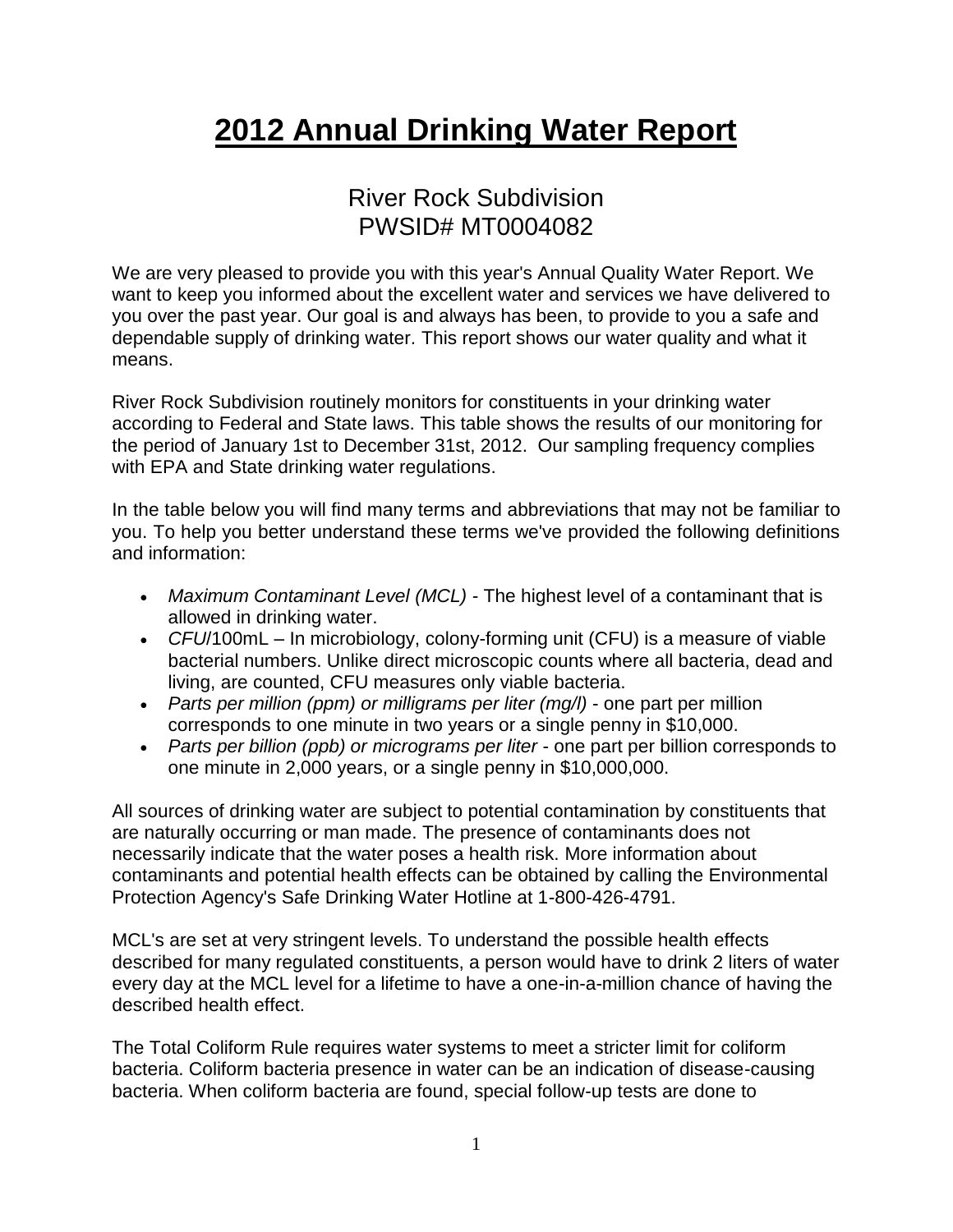# 2012 Annual Drinking Water Report

## River Rock Subdivision
## PWSID# MT0004082

We are very pleased to provide you with this year's Annual Quality Water Report. We want to keep you informed about the excellent water and services we have delivered to you over the past year. Our goal is and always has been, to provide to you a safe and dependable supply of drinking water. This report shows our water quality and what it means.

River Rock Subdivision routinely monitors for constituents in your drinking water according to Federal and State laws. This table shows the results of our monitoring for the period of January 1st to December 31st, 2012. Our sampling frequency complies with EPA and State drinking water regulations.

In the table below you will find many terms and abbreviations that may not be familiar to you. To help you better understand these terms we've provided the following definitions and information:

- *Maximum Contaminant Level (MCL)* - The highest level of a contaminant that is allowed in drinking water.
- *CFU*/100mL – In microbiology, colony-forming unit (CFU) is a measure of viable bacterial numbers. Unlike direct microscopic counts where all bacteria, dead and living, are counted, CFU measures only viable bacteria.
- *Parts per million (ppm) or milligrams per liter (mg/l)* - one part per million corresponds to one minute in two years or a single penny in $10,000.
- *Parts per billion (ppb) or micrograms per liter* - one part per billion corresponds to one minute in 2,000 years, or a single penny in $10,000,000.

All sources of drinking water are subject to potential contamination by constituents that are naturally occurring or man made. The presence of contaminants does not necessarily indicate that the water poses a health risk. More information about contaminants and potential health effects can be obtained by calling the Environmental Protection Agency's Safe Drinking Water Hotline at 1-800-426-4791.

MCL's are set at very stringent levels. To understand the possible health effects described for many regulated constituents, a person would have to drink 2 liters of water every day at the MCL level for a lifetime to have a one-in-a-million chance of having the described health effect.

The Total Coliform Rule requires water systems to meet a stricter limit for coliform bacteria. Coliform bacteria presence in water can be an indication of disease-causing bacteria. When coliform bacteria are found, special follow-up tests are done to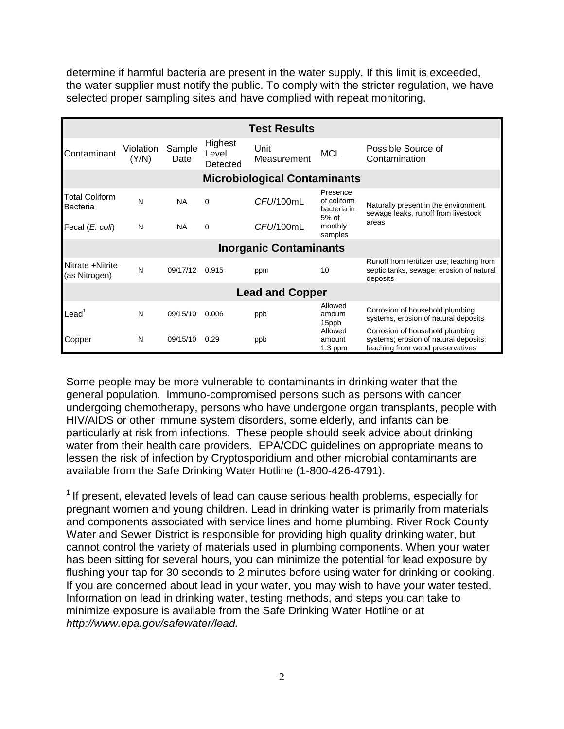determine if harmful bacteria are present in the water supply. If this limit is exceeded, the water supplier must notify the public. To comply with the stricter regulation, we have selected proper sampling sites and have complied with repeat monitoring.

| Test Results | | | | | | |
|---|---|---|---|---|---|---|
| Contaminant | Violation (Y/N) | Sample Date | Highest Level Detected | Unit Measurement | MCL | Possible Source of Contamination |
| **Microbiological Contaminants** | | | | | | |
| Total Coliform Bacteria | N | NA | 0 | *CFU*/100mL | Presence of coliform bacteria in 5% of monthly samples | Naturally present in the environment, sewage leaks, runoff from livestock areas |
| Fecal (*E. coli*) | N | NA | 0 | *CFU*/100mL | | |
| **Inorganic Contaminants** | | | | | | |
| Nitrate +Nitrite (as Nitrogen) | N | 09/17/12 | 0.915 | ppm | 10 | Runoff from fertilizer use; leaching from septic tanks, sewage; erosion of natural deposits |
| **Lead and Copper** | | | | | | |
| Lead[1] | N | 09/15/10 | 0.006 | ppb | Allowed amount 15ppb | Corrosion of household plumbing systems, erosion of natural deposits |
| Copper | N | 09/15/10 | 0.29 | ppb | Allowed amount 1.3 ppm | Corrosion of household plumbing systems; erosion of natural deposits; leaching from wood preservatives |

Some people may be more vulnerable to contaminants in drinking water that the general population. Immuno-compromised persons such as persons with cancer undergoing chemotherapy, persons who have undergone organ transplants, people with HIV/AIDS or other immune system disorders, some elderly, and infants can be particularly at risk from infections. These people should seek advice about drinking water from their health care providers. EPA/CDC guidelines on appropriate means to lessen the risk of infection by Cryptosporidium and other microbial contaminants are available from the Safe Drinking Water Hotline (1-800-426-4791).

[1] If present, elevated levels of lead can cause serious health problems, especially for pregnant women and young children. Lead in drinking water is primarily from materials and components associated with service lines and home plumbing. River Rock County Water and Sewer District is responsible for providing high quality drinking water, but cannot control the variety of materials used in plumbing components. When your water has been sitting for several hours, you can minimize the potential for lead exposure by flushing your tap for 30 seconds to 2 minutes before using water for drinking or cooking. If you are concerned about lead in your water, you may wish to have your water tested. Information on lead in drinking water, testing methods, and steps you can take to minimize exposure is available from the Safe Drinking Water Hotline or at *http://www.epa.gov/safewater/lead.*